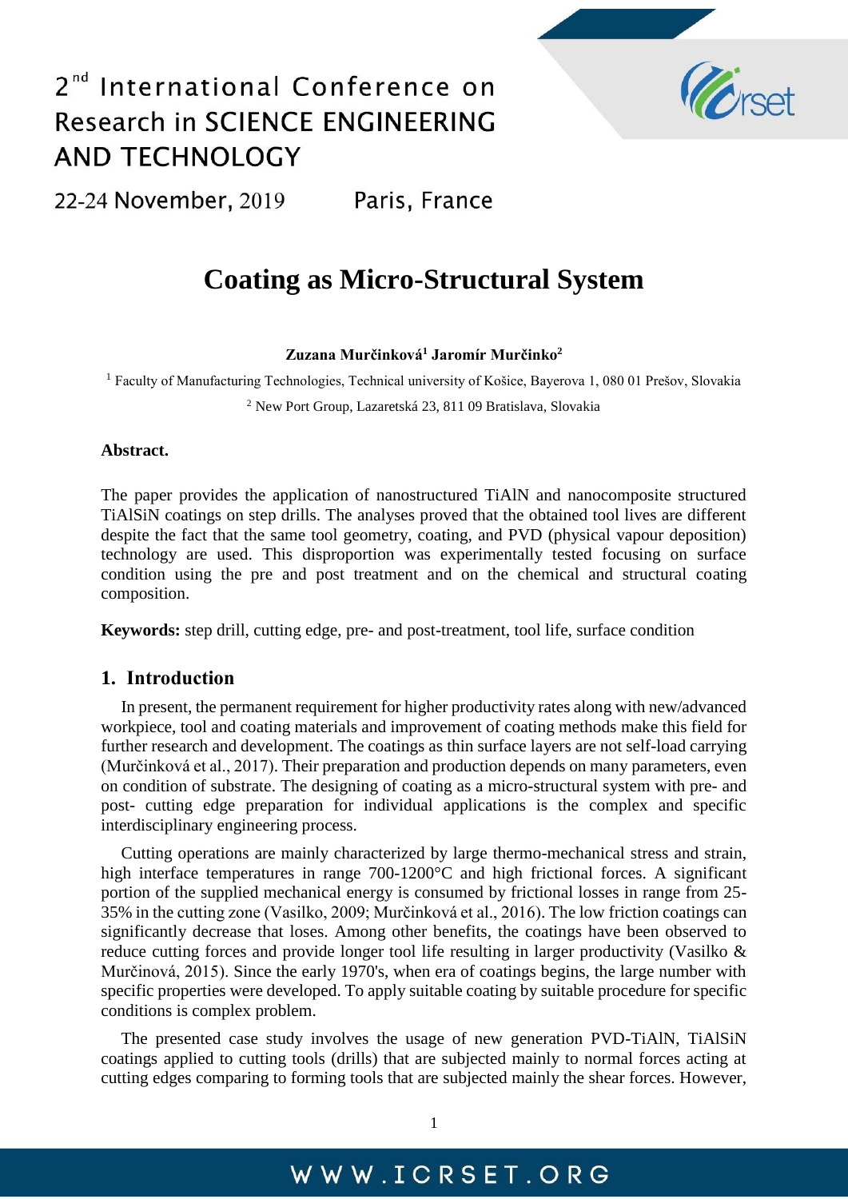# Coating as Micro-Structural System

**Zuzana Murčinková[1] Jaromír Murčinko[2]**

[1] Faculty of Manufacturing Technologies, Technical university of Košice, Bayerova 1, 080 01 Prešov, Slovakia

[2] New Port Group, Lazaretská 23, 811 09 Bratislava, Slovakia

**Abstract.**

The paper provides the application of nanostructured TiAlN and nanocomposite structured TiAlSiN coatings on step drills. The analyses proved that the obtained tool lives are different despite the fact that the same tool geometry, coating, and PVD (physical vapour deposition) technology are used. This disproportion was experimentally tested focusing on surface condition using the pre and post treatment and on the chemical and structural coating composition.

**Keywords:** step drill, cutting edge, pre- and post-treatment, tool life, surface condition

## 1. Introduction

In present, the permanent requirement for higher productivity rates along with new/advanced workpiece, tool and coating materials and improvement of coating methods make this field for further research and development. The coatings as thin surface layers are not self-load carrying (Murčinková et al., 2017). Their preparation and production depends on many parameters, even on condition of substrate. The designing of coating as a micro-structural system with pre- and post- cutting edge preparation for individual applications is the complex and specific interdisciplinary engineering process.

Cutting operations are mainly characterized by large thermo-mechanical stress and strain, high interface temperatures in range 700-1200°C and high frictional forces. A significant portion of the supplied mechanical energy is consumed by frictional losses in range from 25-35% in the cutting zone (Vasilko, 2009; Murčinková et al., 2016). The low friction coatings can significantly decrease that loses. Among other benefits, the coatings have been observed to reduce cutting forces and provide longer tool life resulting in larger productivity (Vasilko & Murčinová, 2015). Since the early 1970's, when era of coatings begins, the large number with specific properties were developed. To apply suitable coating by suitable procedure for specific conditions is complex problem.

The presented case study involves the usage of new generation PVD-TiAlN, TiAlSiN coatings applied to cutting tools (drills) that are subjected mainly to normal forces acting at cutting edges comparing to forming tools that are subjected mainly the shear forces. However,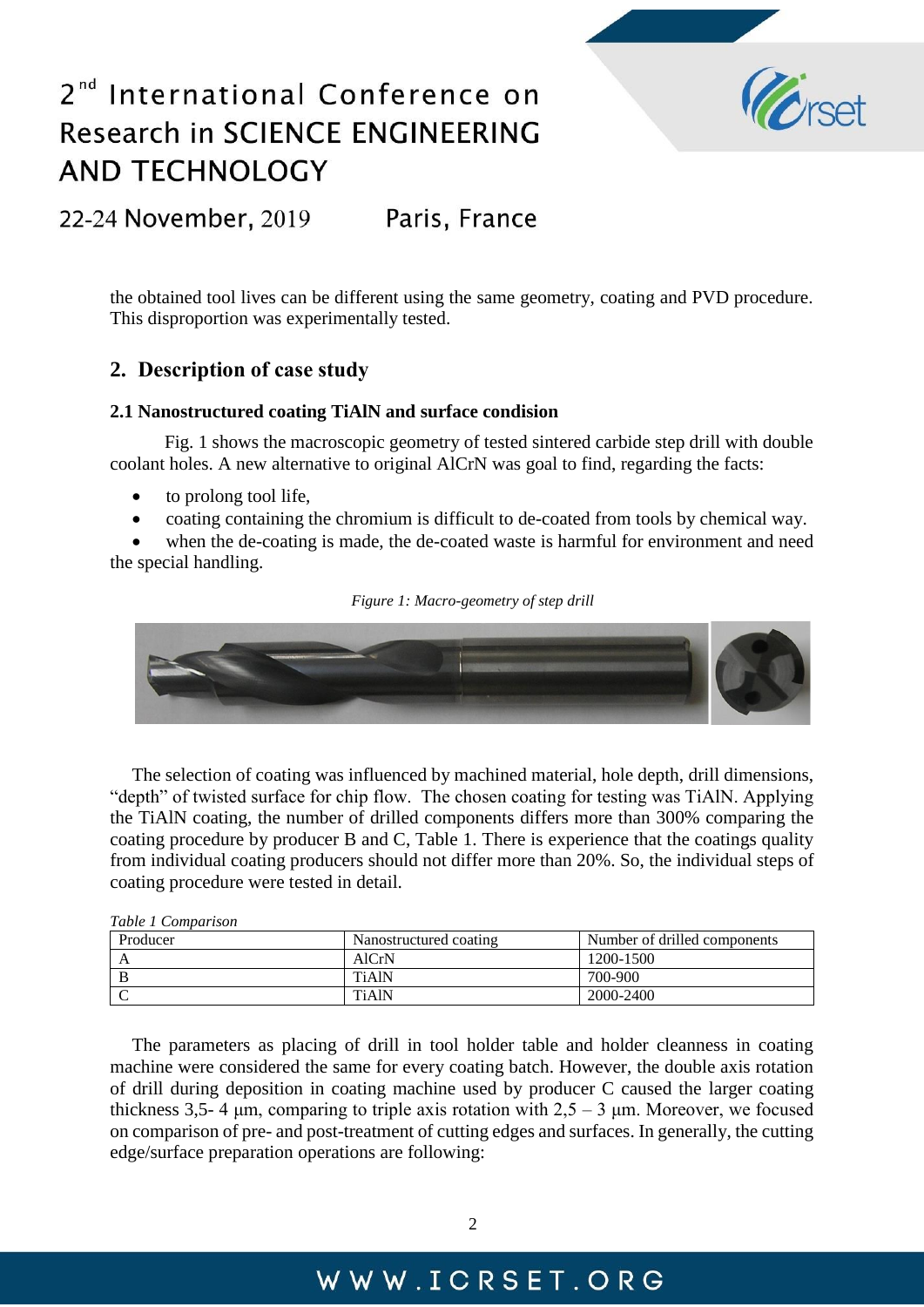the obtained tool lives can be different using the same geometry, coating and PVD procedure. This disproportion was experimentally tested.

## 2. Description of case study

### 2.1 Nanostructured coating TiAlN and surface condision

Fig. 1 shows the macroscopic geometry of tested sintered carbide step drill with double coolant holes. A new alternative to original AlCrN was goal to find, regarding the facts:

- to prolong tool life,
- coating containing the chromium is difficult to de-coated from tools by chemical way.
- when the de-coating is made, the de-coated waste is harmful for environment and need the special handling.

*Figure 1: Macro-geometry of step drill*

The selection of coating was influenced by machined material, hole depth, drill dimensions, "depth" of twisted surface for chip flow. The chosen coating for testing was TiAlN. Applying the TiAlN coating, the number of drilled components differs more than 300% comparing the coating procedure by producer B and C, Table 1. There is experience that the coatings quality from individual coating producers should not differ more than 20%. So, the individual steps of coating procedure were tested in detail.

*Table 1 Comparison*

| Producer | Nanostructured coating | Number of drilled components |
|---|---|---|
| A | AlCrN | 1200-1500 |
| B | TiAlN | 700-900 |
| C | TiAlN | 2000-2400 |

The parameters as placing of drill in tool holder table and holder cleanness in coating machine were considered the same for every coating batch. However, the double axis rotation of drill during deposition in coating machine used by producer C caused the larger coating thickness 3,5- 4 µm, comparing to triple axis rotation with 2,5 – 3 µm. Moreover, we focused on comparison of pre- and post-treatment of cutting edges and surfaces. In generally, the cutting edge/surface preparation operations are following: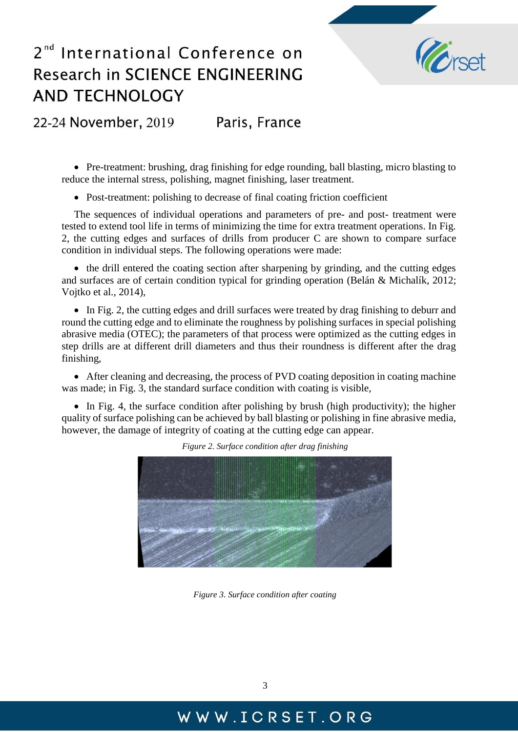- Pre-treatment: brushing, drag finishing for edge rounding, ball blasting, micro blasting to reduce the internal stress, polishing, magnet finishing, laser treatment.
- Post-treatment: polishing to decrease of final coating friction coefficient

The sequences of individual operations and parameters of pre- and post- treatment were tested to extend tool life in terms of minimizing the time for extra treatment operations. In Fig. 2, the cutting edges and surfaces of drills from producer C are shown to compare surface condition in individual steps. The following operations were made:

- the drill entered the coating section after sharpening by grinding, and the cutting edges and surfaces are of certain condition typical for grinding operation (Belán & Michalík, 2012; Vojtko et al., 2014),
- In Fig. 2, the cutting edges and drill surfaces were treated by drag finishing to deburr and round the cutting edge and to eliminate the roughness by polishing surfaces in special polishing abrasive media (OTEC); the parameters of that process were optimized as the cutting edges in step drills are at different drill diameters and thus their roundness is different after the drag finishing,
- After cleaning and decreasing, the process of PVD coating deposition in coating machine was made; in Fig. 3, the standard surface condition with coating is visible,
- In Fig. 4, the surface condition after polishing by brush (high productivity); the higher quality of surface polishing can be achieved by ball blasting or polishing in fine abrasive media, however, the damage of integrity of coating at the cutting edge can appear.

*Figure 2. Surface condition after drag finishing*

*Figure 3. Surface condition after coating*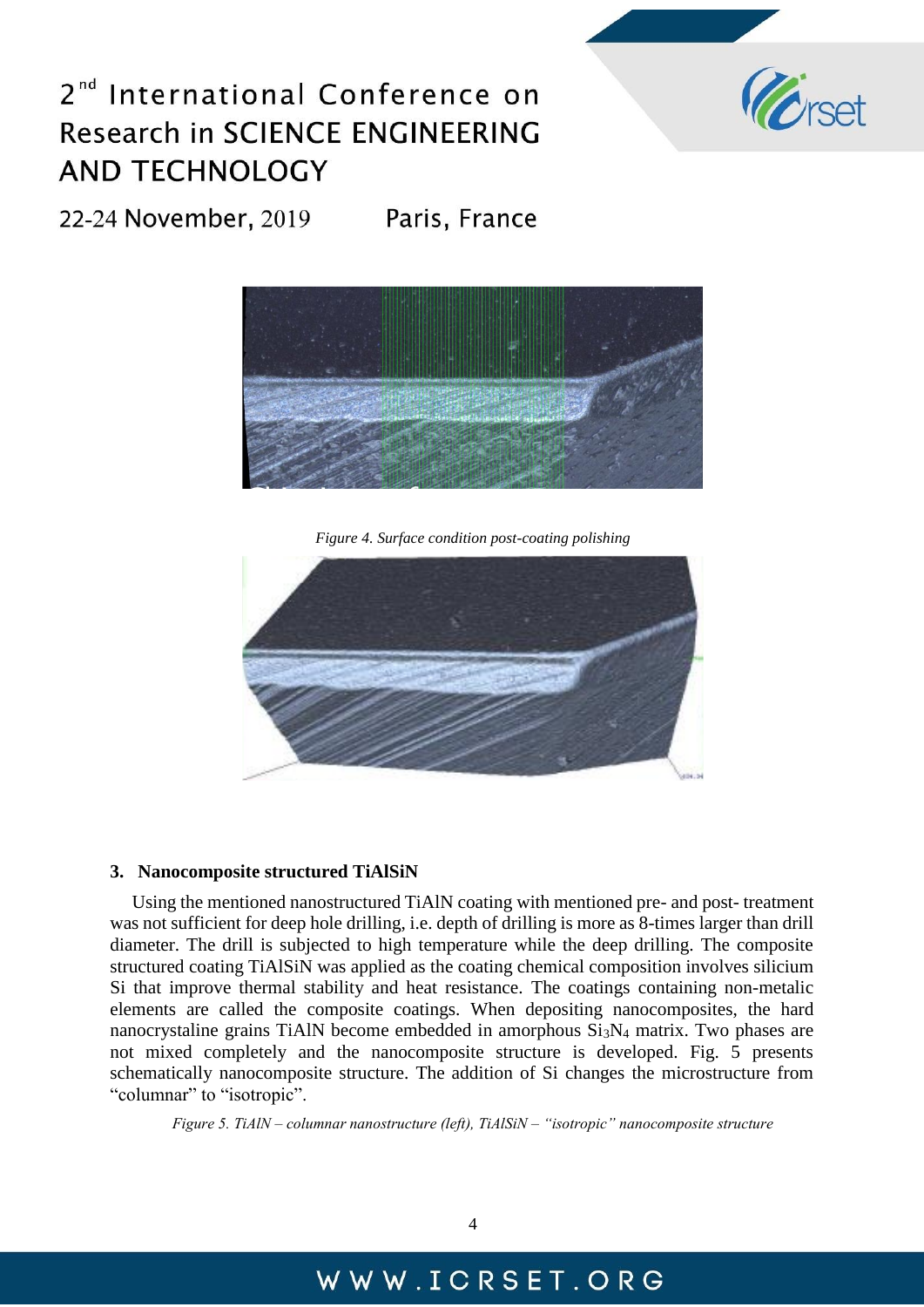*Figure 4. Surface condition post-coating polishing*

### 3. Nanocomposite structured TiAlSiN

Using the mentioned nanostructured TiAlN coating with mentioned pre- and post- treatment was not sufficient for deep hole drilling, i.e. depth of drilling is more as 8-times larger than drill diameter. The drill is subjected to high temperature while the deep drilling. The composite structured coating TiAlSiN was applied as the coating chemical composition involves silicium Si that improve thermal stability and heat resistance. The coatings containing non-metalic elements are called the composite coatings. When depositing nanocomposites, the hard nanocrystaline grains TiAlN become embedded in amorphous $Si_3N_4$ matrix. Two phases are not mixed completely and the nanocomposite structure is developed. Fig. 5 presents schematically nanocomposite structure. The addition of Si changes the microstructure from “columnar” to “isotropic”.

*Figure 5. TiAlN – columnar nanostructure (left), TiAlSiN – “isotropic” nanocomposite structure*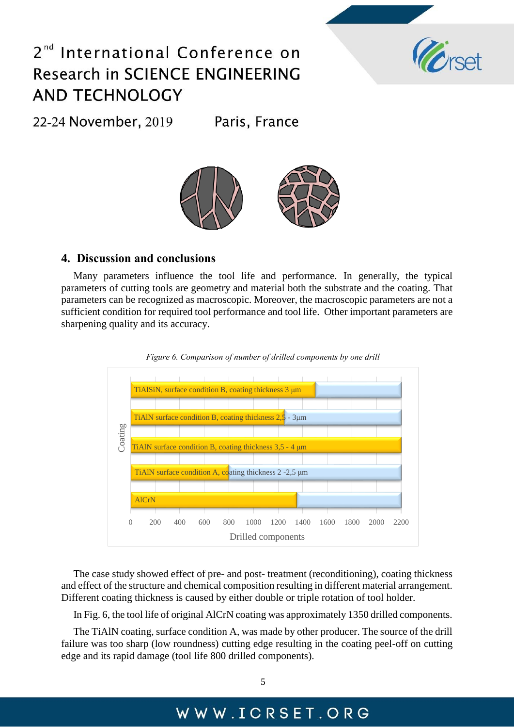## 4. Discussion and conclusions

Many parameters influence the tool life and performance. In generally, the typical parameters of cutting tools are geometry and material both the substrate and the coating. That parameters can be recognized as macroscopic. Moreover, the macroscopic parameters are not a sufficient condition for required tool performance and tool life. Other important parameters are sharpening quality and its accuracy.

*Figure 6. Comparison of number of drilled components by one drill*

The case study showed effect of pre- and post- treatment (reconditioning), coating thickness and effect of the structure and chemical composition resulting in different material arrangement. Different coating thickness is caused by either double or triple rotation of tool holder.

In Fig. 6, the tool life of original AlCrN coating was approximately 1350 drilled components.

The TiAlN coating, surface condition A, was made by other producer. The source of the drill failure was too sharp (low roundness) cutting edge resulting in the coating peel-off on cutting edge and its rapid damage (tool life 800 drilled components).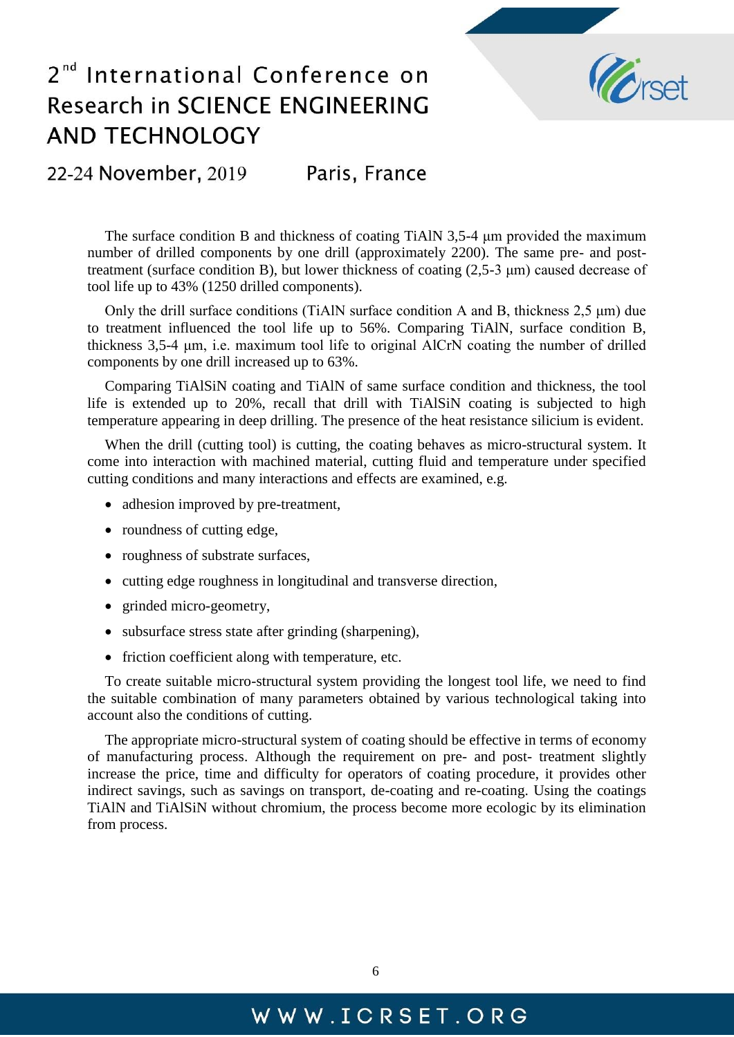The surface condition B and thickness of coating TiAlN 3,5-4 μm provided the maximum number of drilled components by one drill (approximately 2200). The same pre- and post-treatment (surface condition B), but lower thickness of coating (2,5-3 μm) caused decrease of tool life up to 43% (1250 drilled components).

Only the drill surface conditions (TiAlN surface condition A and B, thickness 2,5 μm) due to treatment influenced the tool life up to 56%. Comparing TiAlN, surface condition B, thickness 3,5-4 μm, i.e. maximum tool life to original AlCrN coating the number of drilled components by one drill increased up to 63%.

Comparing TiAlSiN coating and TiAlN of same surface condition and thickness, the tool life is extended up to 20%, recall that drill with TiAlSiN coating is subjected to high temperature appearing in deep drilling. The presence of the heat resistance silicium is evident.

When the drill (cutting tool) is cutting, the coating behaves as micro-structural system. It come into interaction with machined material, cutting fluid and temperature under specified cutting conditions and many interactions and effects are examined, e.g.

- adhesion improved by pre-treatment,
- roundness of cutting edge,
- roughness of substrate surfaces,
- cutting edge roughness in longitudinal and transverse direction,
- grinded micro-geometry,
- subsurface stress state after grinding (sharpening),
- friction coefficient along with temperature, etc.

To create suitable micro-structural system providing the longest tool life, we need to find the suitable combination of many parameters obtained by various technological taking into account also the conditions of cutting.

The appropriate micro-structural system of coating should be effective in terms of economy of manufacturing process. Although the requirement on pre- and post- treatment slightly increase the price, time and difficulty for operators of coating procedure, it provides other indirect savings, such as savings on transport, de-coating and re-coating. Using the coatings TiAlN and TiAlSiN without chromium, the process become more ecologic by its elimination from process.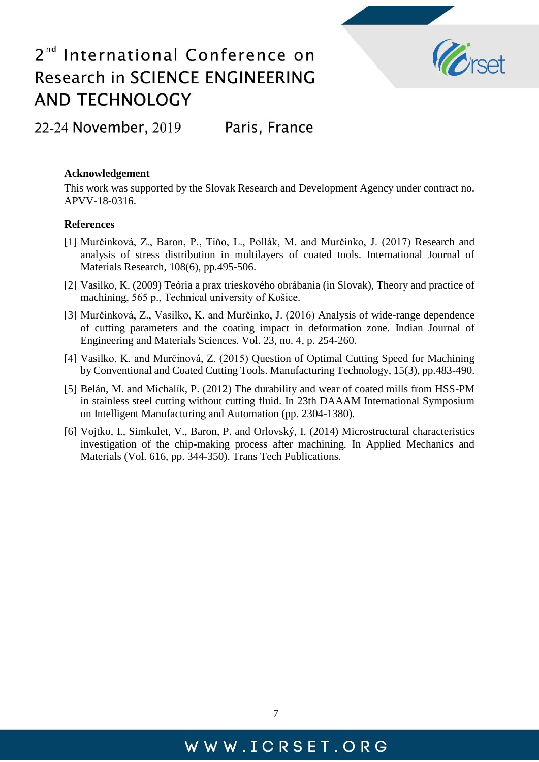**Acknowledgement**

This work was supported by the Slovak Research and Development Agency under contract no. APVV-18-0316.

**References**

[1] Murčinková, Z., Baron, P., Tiňo, L., Pollák, M. and Murčinko, J. (2017) Research and analysis of stress distribution in multilayers of coated tools. International Journal of Materials Research, 108(6), pp.495-506.

[2] Vasilko, K. (2009) Teória a prax trieskového obrábania (in Slovak), Theory and practice of machining, 565 p., Technical university of Košice.

[3] Murčinková, Z., Vasilko, K. and Murčinko, J. (2016) Analysis of wide-range dependence of cutting parameters and the coating impact in deformation zone. Indian Journal of Engineering and Materials Sciences. Vol. 23, no. 4, p. 254-260.

[4] Vasilko, K. and Murčinová, Z. (2015) Question of Optimal Cutting Speed for Machining by Conventional and Coated Cutting Tools. Manufacturing Technology, 15(3), pp.483-490.

[5] Belán, M. and Michalík, P. (2012) The durability and wear of coated mills from HSS-PM in stainless steel cutting without cutting fluid. In 23th DAAAM International Symposium on Intelligent Manufacturing and Automation (pp. 2304-1380).

[6] Vojtko, I., Simkulet, V., Baron, P. and Orlovský, I. (2014) Microstructural characteristics investigation of the chip-making process after machining. In Applied Mechanics and Materials (Vol. 616, pp. 344-350). Trans Tech Publications.